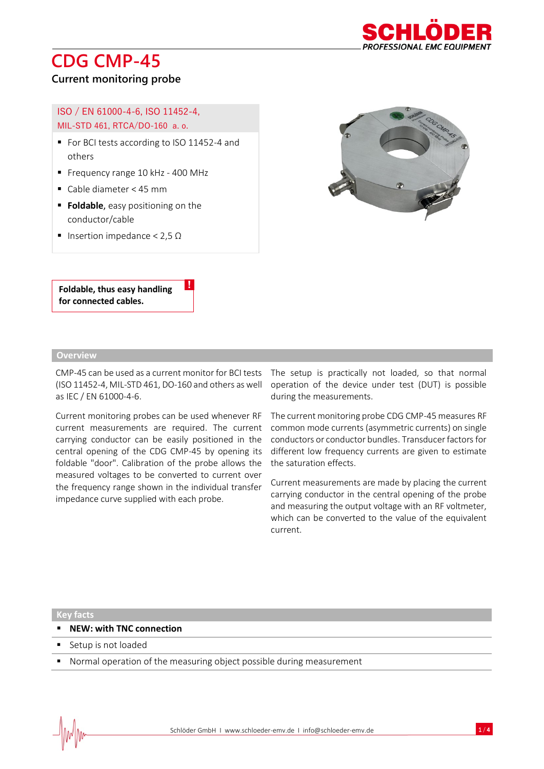# CDG CMP-45

## Current monitoring probe

ISO / EN 61000-4-6, ISO 11452-4, MIL-STD 461, RTCA/DO-160 a. o.

- For BCI tests according to ISO 11452-4 and others
- Frequency range 10 kHz - 400 MHz
- Cable diameter < 45 mm
- **Foldable**, easy positioning on the conductor/cable
- Insertion impedance < 2,5 Ω

**Foldable, thus easy handling for connected cables.**

## Overview

CMP-45 can be used as a current monitor for BCI tests (ISO 11452-4, MIL-STD 461, DO-160 and others as well as IEC / EN 61000-4-6.

Current monitoring probes can be used whenever RF current measurements are required. The current carrying conductor can be easily positioned in the central opening of the CDG CMP-45 by opening its foldable "door". Calibration of the probe allows the measured voltages to be converted to current over the frequency range shown in the individual transfer impedance curve supplied with each probe.

The setup is practically not loaded, so that normal operation of the device under test (DUT) is possible during the measurements.

The current monitoring probe CDG CMP-45 measures RF common mode currents (asymmetric currents) on single conductors or conductor bundles. Transducer factors for different low frequency currents are given to estimate the saturation effects.

Current measurements are made by placing the current carrying conductor in the central opening of the probe and measuring the output voltage with an RF voltmeter, which can be converted to the value of the equivalent current.

## Key facts

- **NEW: with TNC connection**
- Setup is not loaded
- Normal operation of the measuring object possible during measurement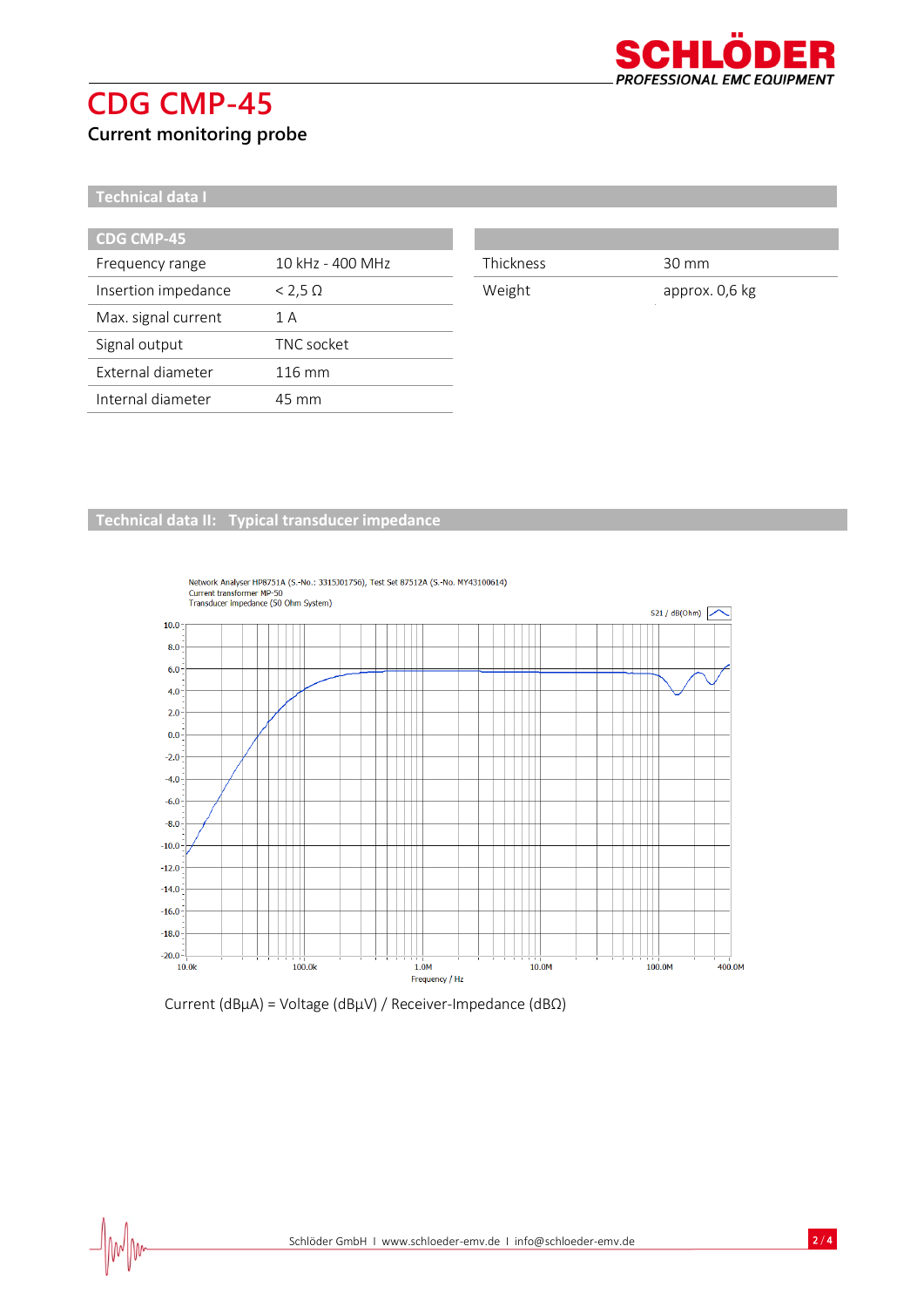# CDG CMP-45

## Current monitoring probe

### Technical data I

| CDG CMP-45 | |
|---|---|
| Frequency range | 10 kHz - 400 MHz |
| Insertion impedance | < 2,5 Ω |
| Max. signal current | 1 A |
| Signal output | TNC socket |
| External diameter | 116 mm |
| Internal diameter | 45 mm |

| | |
|---|---|
| Thickness | 30 mm |
| Weight | approx. 0,6 kg |

### Technical data II: Typical transducer impedance

Network Analyser HP8751A (S.-No.: 3315J01756), Test Set 87512A (S.-No. MY43100614)
Current transformer MP-50
Transducer impedance (50 Ohm System)

S21 / dB(Ohm)

Frequency / Hz

Current (dBµA) = Voltage (dBµV) / Receiver-Impedance (dBΩ)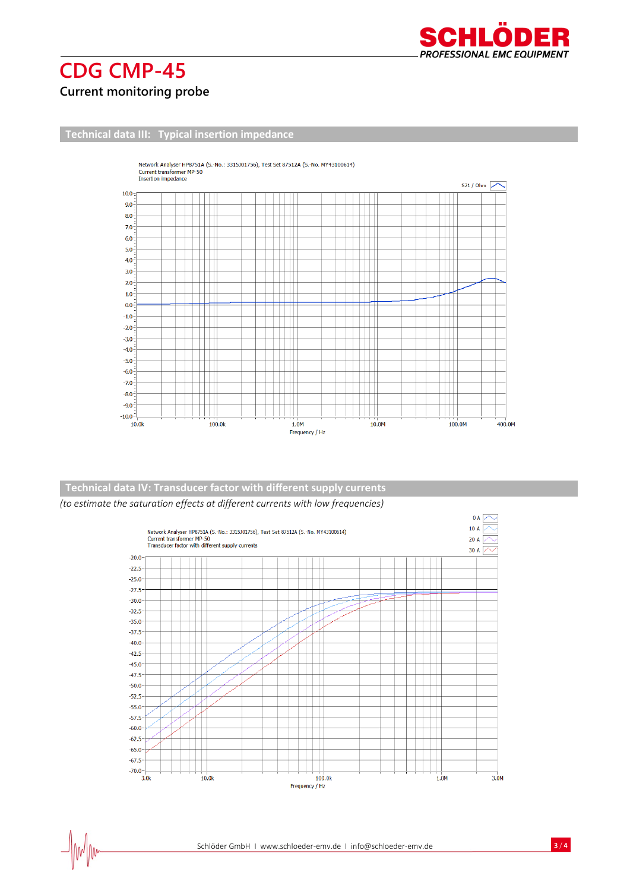# CDG CMP-45

Current monitoring probe

## Technical data III: Typical insertion impedance

Network Analyser HP8751A (S.-No.: 3315J01756), Test Set 87512A (S.-No. MY43100614)
Current transformer MP-50
Insertion impedance

S21 / Ohm

Frequency / Hz

## Technical data IV: Transducer factor with different supply currents

*(to estimate the saturation effects at different currents with low frequencies)*

Network Analyser HP8751A (S.-No.: 3315J01756), Test Set 87512A (S.-No. MY43100614)
Current transformer MP-50
Transducer factor with different supply currents

0 A
10 A
20 A
30 A

Frequency / Hz

Schlöder GmbH I www.schloeder-emv.de I info@schloeder-emv.de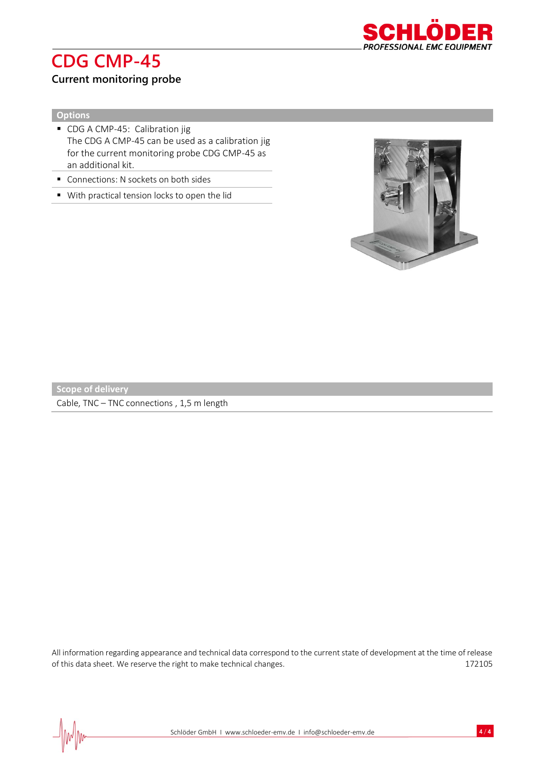# CDG CMP-45

## Current monitoring probe

### Options

- CDG A CMP-45: Calibration jig
  The CDG A CMP-45 can be used as a calibration jig for the current monitoring probe CDG CMP-45 as an additional kit.
- Connections: N sockets on both sides
- With practical tension locks to open the lid

### Scope of delivery

Cable, TNC – TNC connections , 1,5 m length

All information regarding appearance and technical data correspond to the current state of development at the time of release of this data sheet. We reserve the right to make technical changes. 172105